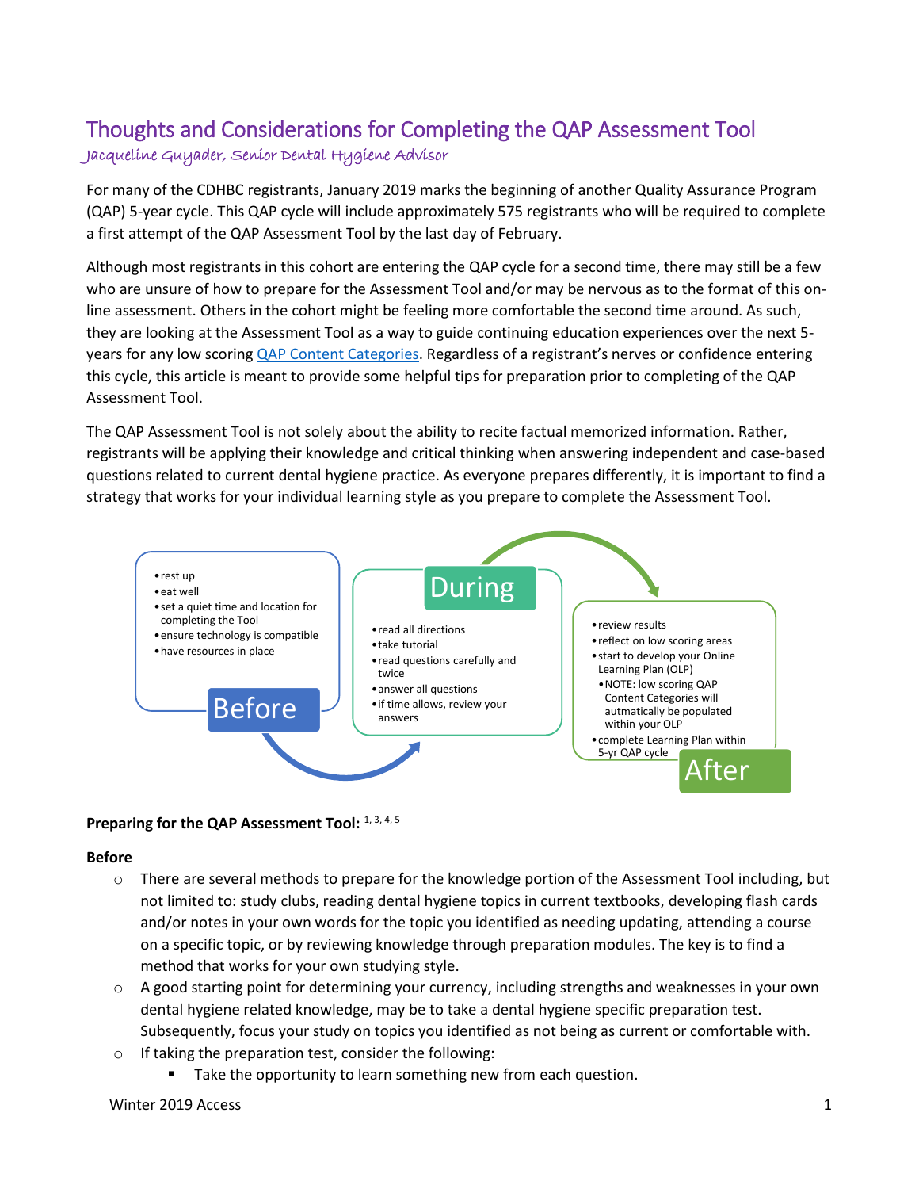# Thoughts and Considerations for Completing the QAP Assessment Tool

*Jacqueline Guyader, Senior Dental Hygiene Advisor*

For many of the CDHBC registrants, January 2019 marks the beginning of another Quality Assurance Program (QAP) 5-year cycle. This QAP cycle will include approximately 575 registrants who will be required to complete a first attempt of the QAP Assessment Tool by the last day of February.

Although most registrants in this cohort are entering the QAP cycle for a second time, there may still be a few who are unsure of how to prepare for the Assessment Tool and/or may be nervous as to the format of this on-line assessment. Others in the cohort might be feeling more comfortable the second time around. As such, they are looking at the Assessment Tool as a way to guide continuing education experiences over the next 5-years for any low scoring [QAP Content Categories](). Regardless of a registrant's nerves or confidence entering this cycle, this article is meant to provide some helpful tips for preparation prior to completing of the QAP Assessment Tool.

The QAP Assessment Tool is not solely about the ability to recite factual memorized information. Rather, registrants will be applying their knowledge and critical thinking when answering independent and case-based questions related to current dental hygiene practice. As everyone prepares differently, it is important to find a strategy that works for your individual learning style as you prepare to complete the Assessment Tool.

**Before**
- rest up
- eat well
- set a quiet time and location for completing the Tool
- ensure technology is compatible
- have resources in place

**During**
- read all directions
- take tutorial
- read questions carefully and twice
- answer all questions
- if time allows, review your answers

**After**
- review results
- reflect on low scoring areas
- start to develop your Online Learning Plan (OLP)
  - NOTE: low scoring QAP Content Categories will autmatically be populated within your OLP
- complete Learning Plan within 5-yr QAP cycle

**Preparing for the QAP Assessment Tool:** [1, 3, 4, 5]

**Before**

- There are several methods to prepare for the knowledge portion of the Assessment Tool including, but not limited to: study clubs, reading dental hygiene topics in current textbooks, developing flash cards and/or notes in your own words for the topic you identified as needing updating, attending a course on a specific topic, or by reviewing knowledge through preparation modules. The key is to find a method that works for your own studying style.
- A good starting point for determining your currency, including strengths and weaknesses in your own dental hygiene related knowledge, may be to take a dental hygiene specific preparation test. Subsequently, focus your study on topics you identified as not being as current or comfortable with.
- If taking the preparation test, consider the following:
  - Take the opportunity to learn something new from each question.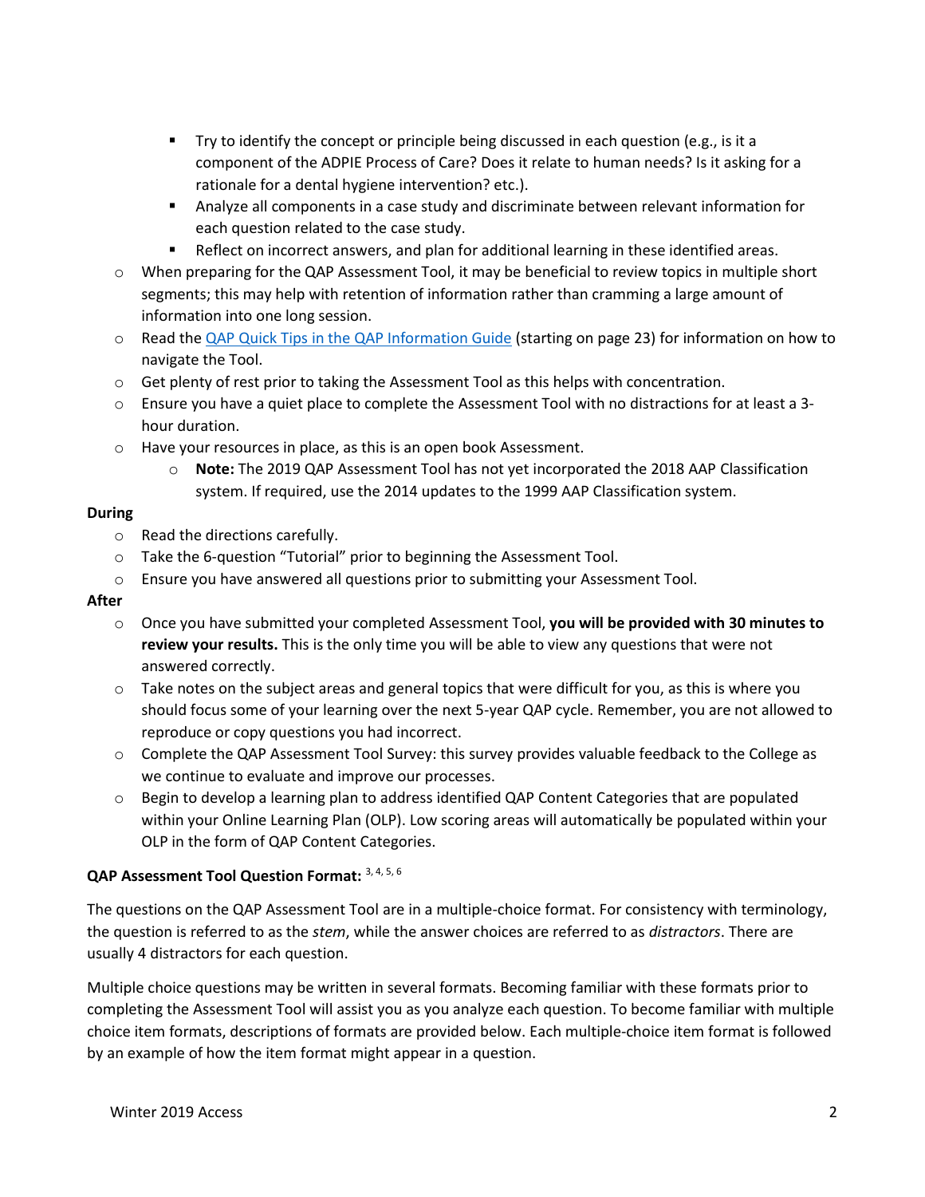- Try to identify the concept or principle being discussed in each question (e.g., is it a component of the ADPIE Process of Care? Does it relate to human needs? Is it asking for a rationale for a dental hygiene intervention? etc.).
    - Analyze all components in a case study and discriminate between relevant information for each question related to the case study.
    - Reflect on incorrect answers, and plan for additional learning in these identified areas.
- When preparing for the QAP Assessment Tool, it may be beneficial to review topics in multiple short segments; this may help with retention of information rather than cramming a large amount of information into one long session.
- Read the [QAP Quick Tips in the QAP Information Guide](#) (starting on page 23) for information on how to navigate the Tool.
- Get plenty of rest prior to taking the Assessment Tool as this helps with concentration.
- Ensure you have a quiet place to complete the Assessment Tool with no distractions for at least a 3-hour duration.
- Have your resources in place, as this is an open book Assessment.
    - **Note:** The 2019 QAP Assessment Tool has not yet incorporated the 2018 AAP Classification system. If required, use the 2014 updates to the 1999 AAP Classification system.

**During**

- Read the directions carefully.
- Take the 6-question "Tutorial" prior to beginning the Assessment Tool.
- Ensure you have answered all questions prior to submitting your Assessment Tool.

**After**

- Once you have submitted your completed Assessment Tool, **you will be provided with 30 minutes to review your results.** This is the only time you will be able to view any questions that were not answered correctly.
- Take notes on the subject areas and general topics that were difficult for you, as this is where you should focus some of your learning over the next 5-year QAP cycle. Remember, you are not allowed to reproduce or copy questions you had incorrect.
- Complete the QAP Assessment Tool Survey: this survey provides valuable feedback to the College as we continue to evaluate and improve our processes.
- Begin to develop a learning plan to address identified QAP Content Categories that are populated within your Online Learning Plan (OLP). Low scoring areas will automatically be populated within your OLP in the form of QAP Content Categories.

**QAP Assessment Tool Question Format:** [3, 4, 5, 6]

The questions on the QAP Assessment Tool are in a multiple-choice format. For consistency with terminology, the question is referred to as the *stem*, while the answer choices are referred to as *distractors*. There are usually 4 distractors for each question.

Multiple choice questions may be written in several formats. Becoming familiar with these formats prior to completing the Assessment Tool will assist you as you analyze each question. To become familiar with multiple choice item formats, descriptions of formats are provided below. Each multiple-choice item format is followed by an example of how the item format might appear in a question.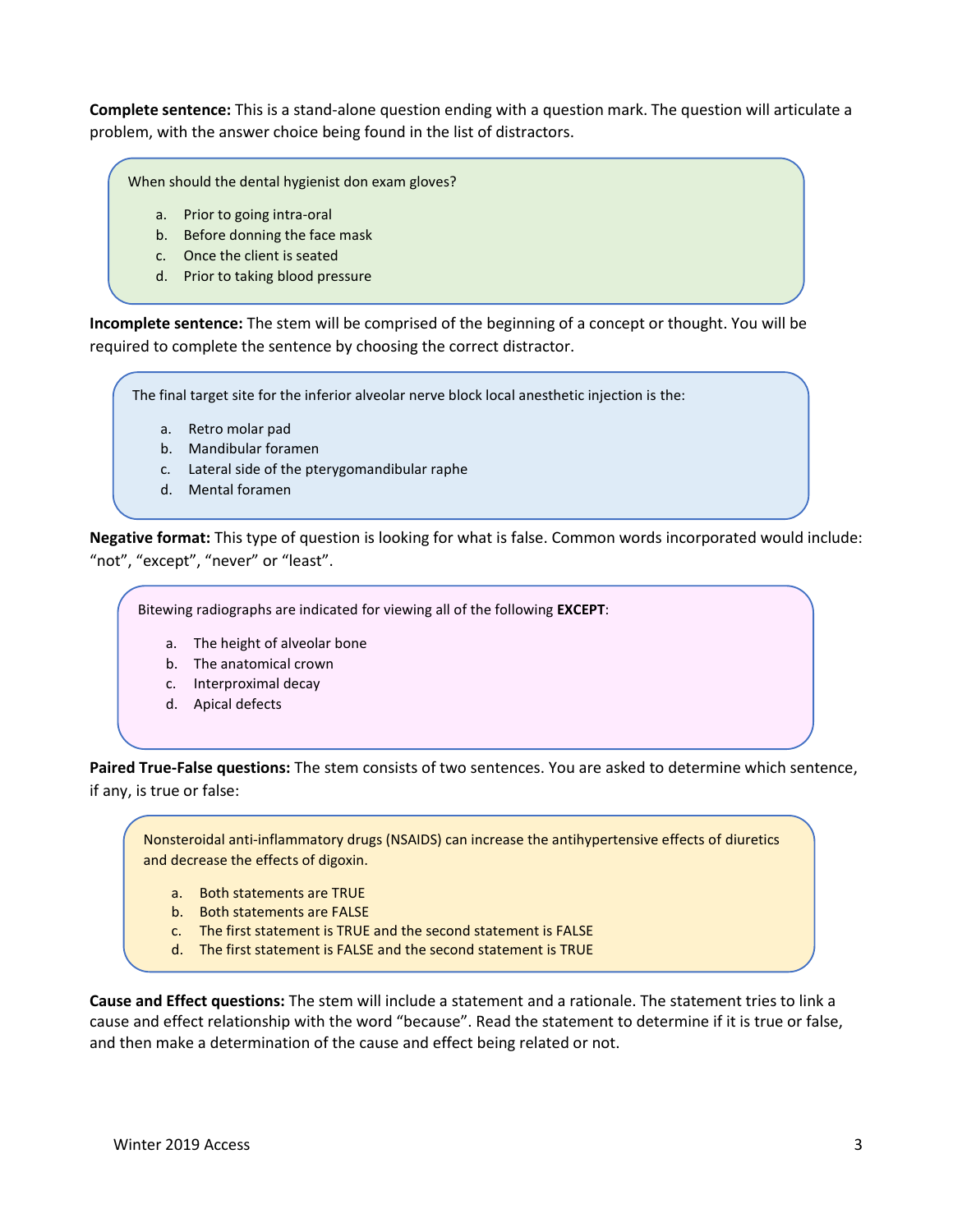**Complete sentence:** This is a stand-alone question ending with a question mark. The question will articulate a problem, with the answer choice being found in the list of distractors.

> When should the dental hygienist don exam gloves?
>
> a. Prior to going intra-oral
> b. Before donning the face mask
> c. Once the client is seated
> d. Prior to taking blood pressure

**Incomplete sentence:** The stem will be comprised of the beginning of a concept or thought. You will be required to complete the sentence by choosing the correct distractor.

> The final target site for the inferior alveolar nerve block local anesthetic injection is the:
>
> a. Retro molar pad
> b. Mandibular foramen
> c. Lateral side of the pterygomandibular raphe
> d. Mental foramen

**Negative format:** This type of question is looking for what is false. Common words incorporated would include: "not", "except", "never" or "least".

> Bitewing radiographs are indicated for viewing all of the following **EXCEPT**:
>
> a. The height of alveolar bone
> b. The anatomical crown
> c. Interproximal decay
> d. Apical defects

**Paired True-False questions:** The stem consists of two sentences. You are asked to determine which sentence, if any, is true or false:

> Nonsteroidal anti-inflammatory drugs (NSAIDS) can increase the antihypertensive effects of diuretics and decrease the effects of digoxin.
>
> a. Both statements are TRUE
> b. Both statements are FALSE
> c. The first statement is TRUE and the second statement is FALSE
> d. The first statement is FALSE and the second statement is TRUE

**Cause and Effect questions:** The stem will include a statement and a rationale. The statement tries to link a cause and effect relationship with the word "because". Read the statement to determine if it is true or false, and then make a determination of the cause and effect being related or not.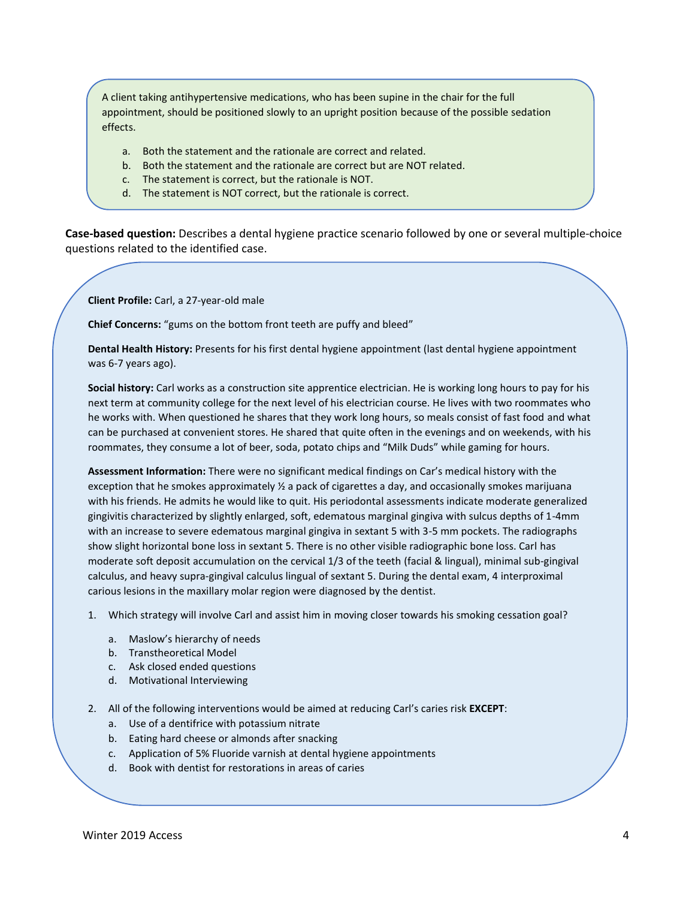A client taking antihypertensive medications, who has been supine in the chair for the full appointment, should be positioned slowly to an upright position because of the possible sedation effects.

a. Both the statement and the rationale are correct and related.
b. Both the statement and the rationale are correct but are NOT related.
c. The statement is correct, but the rationale is NOT.
d. The statement is NOT correct, but the rationale is correct.

**Case-based question:** Describes a dental hygiene practice scenario followed by one or several multiple-choice questions related to the identified case.

**Client Profile:** Carl, a 27-year-old male

**Chief Concerns:** "gums on the bottom front teeth are puffy and bleed"

**Dental Health History:** Presents for his first dental hygiene appointment (last dental hygiene appointment was 6-7 years ago).

**Social history:** Carl works as a construction site apprentice electrician. He is working long hours to pay for his next term at community college for the next level of his electrician course. He lives with two roommates who he works with. When questioned he shares that they work long hours, so meals consist of fast food and what can be purchased at convenient stores. He shared that quite often in the evenings and on weekends, with his roommates, they consume a lot of beer, soda, potato chips and "Milk Duds" while gaming for hours.

**Assessment Information:** There were no significant medical findings on Car's medical history with the exception that he smokes approximately ½ a pack of cigarettes a day, and occasionally smokes marijuana with his friends. He admits he would like to quit. His periodontal assessments indicate moderate generalized gingivitis characterized by slightly enlarged, soft, edematous marginal gingiva with sulcus depths of 1-4mm with an increase to severe edematous marginal gingiva in sextant 5 with 3-5 mm pockets. The radiographs show slight horizontal bone loss in sextant 5. There is no other visible radiographic bone loss. Carl has moderate soft deposit accumulation on the cervical 1/3 of the teeth (facial & lingual), minimal sub-gingival calculus, and heavy supra-gingival calculus lingual of sextant 5. During the dental exam, 4 interproximal carious lesions in the maxillary molar region were diagnosed by the dentist.

1. Which strategy will involve Carl and assist him in moving closer towards his smoking cessation goal?
   a. Maslow's hierarchy of needs
   b. Transtheoretical Model
   c. Ask closed ended questions
   d. Motivational Interviewing

2. All of the following interventions would be aimed at reducing Carl's caries risk **EXCEPT**:
   a. Use of a dentifrice with potassium nitrate
   b. Eating hard cheese or almonds after snacking
   c. Application of 5% Fluoride varnish at dental hygiene appointments
   d. Book with dentist for restorations in areas of caries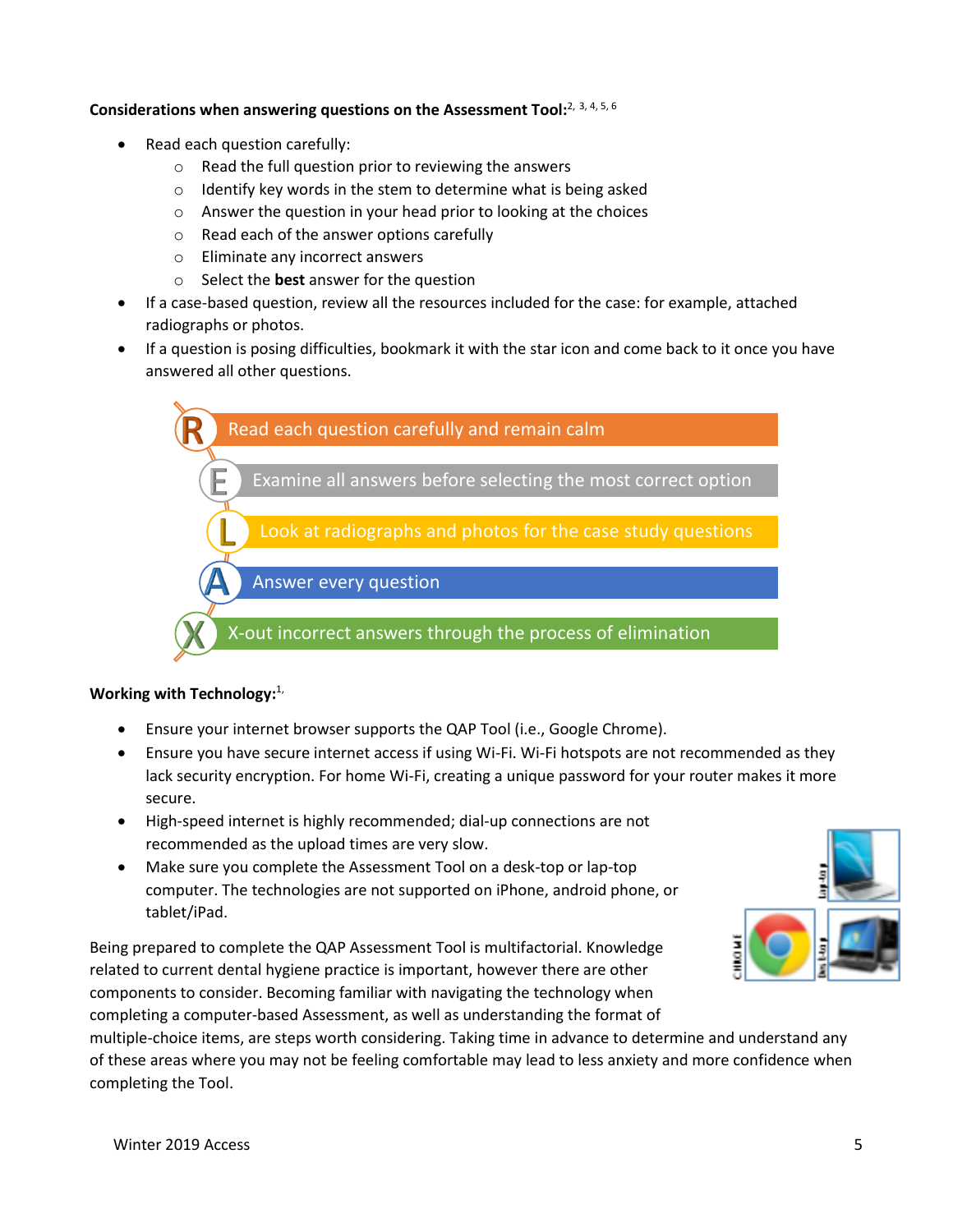**Considerations when answering questions on the Assessment Tool:**[2, 3, 4, 5, 6]

- Read each question carefully:
  - Read the full question prior to reviewing the answers
  - Identify key words in the stem to determine what is being asked
  - Answer the question in your head prior to looking at the choices
  - Read each of the answer options carefully
  - Eliminate any incorrect answers
  - Select the **best** answer for the question
- If a case-based question, review all the resources included for the case: for example, attached radiographs or photos.
- If a question is posing difficulties, bookmark it with the star icon and come back to it once you have answered all other questions.

**R** – Read each question carefully and remain calm

**E** – Examine all answers before selecting the most correct option

**L** – Look at radiographs and photos for the case study questions

**A** – Answer every question

**X** – X-out incorrect answers through the process of elimination

**Working with Technology:**[1,]

- Ensure your internet browser supports the QAP Tool (i.e., Google Chrome).
- Ensure you have secure internet access if using Wi-Fi. Wi-Fi hotspots are not recommended as they lack security encryption. For home Wi-Fi, creating a unique password for your router makes it more secure.
- High-speed internet is highly recommended; dial-up connections are not recommended as the upload times are very slow.
- Make sure you complete the Assessment Tool on a desk-top or lap-top computer. The technologies are not supported on iPhone, android phone, or tablet/iPad.

Being prepared to complete the QAP Assessment Tool is multifactorial. Knowledge related to current dental hygiene practice is important, however there are other components to consider. Becoming familiar with navigating the technology when completing a computer-based Assessment, as well as understanding the format of multiple-choice items, are steps worth considering. Taking time in advance to determine and understand any of these areas where you may not be feeling comfortable may lead to less anxiety and more confidence when completing the Tool.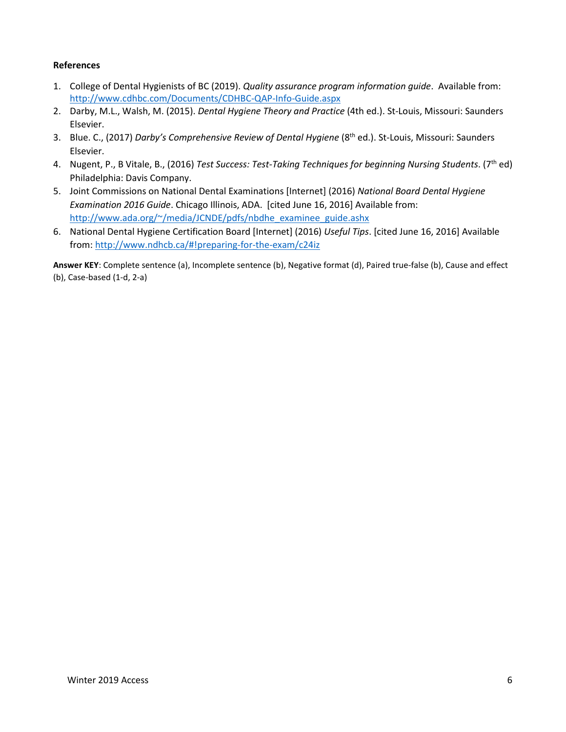**References**

1. College of Dental Hygienists of BC (2019). *Quality assurance program information guide*. Available from: [http://www.cdhbc.com/Documents/CDHBC-QAP-Info-Guide.aspx](http://www.cdhbc.com/Documents/CDHBC-QAP-Info-Guide.aspx)
2. Darby, M.L., Walsh, M. (2015). *Dental Hygiene Theory and Practice* (4th ed.). St-Louis, Missouri: Saunders Elsevier.
3. Blue. C., (2017) *Darby's Comprehensive Review of Dental Hygiene* (8th ed.). St-Louis, Missouri: Saunders Elsevier.
4. Nugent, P., B Vitale, B., (2016) *Test Success: Test-Taking Techniques for beginning Nursing Students*. (7th ed) Philadelphia: Davis Company.
5. Joint Commissions on National Dental Examinations [Internet] (2016) *National Board Dental Hygiene Examination 2016 Guide*. Chicago Illinois, ADA. [cited June 16, 2016] Available from: [http://www.ada.org/~/media/JCNDE/pdfs/nbdhe_examinee_guide.ashx](http://www.ada.org/~/media/JCNDE/pdfs/nbdhe_examinee_guide.ashx)
6. National Dental Hygiene Certification Board [Internet] (2016) *Useful Tips*. [cited June 16, 2016] Available from: [http://www.ndhcb.ca/#!preparing-for-the-exam/c24iz](http://www.ndhcb.ca/#!preparing-for-the-exam/c24iz)

**Answer KEY**: Complete sentence (a), Incomplete sentence (b), Negative format (d), Paired true-false (b), Cause and effect (b), Case-based (1-d, 2-a)